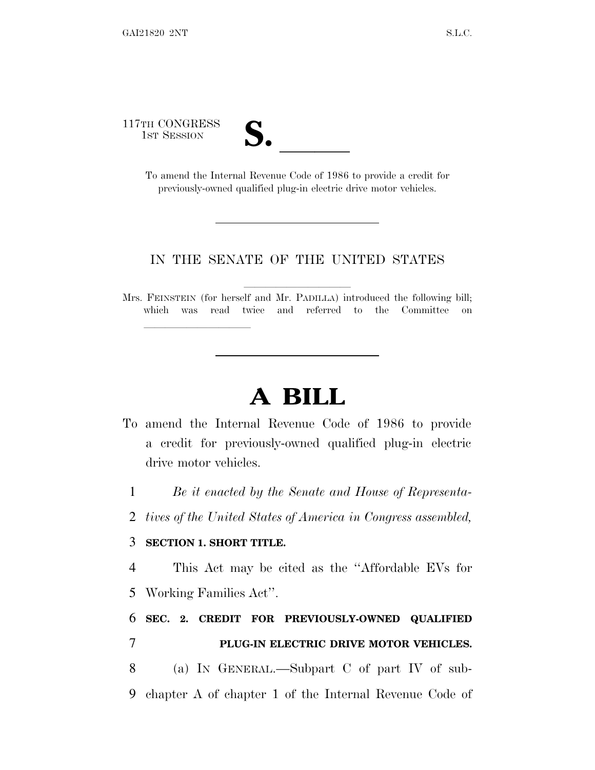117TH CONGRESS
1ST SESSION

# S. \_\_\_\_\_\_

To amend the Internal Revenue Code of 1986 to provide a credit for previously-owned qualified plug-in electric drive motor vehicles.

---

IN THE SENATE OF THE UNITED STATES

Mrs. FEINSTEIN (for herself and Mr. PADILLA) introduced the following bill; which was read twice and referred to the Committee on \_\_\_\_\_\_\_\_\_\_\_\_\_\_\_\_\_\_\_\_

---

# A BILL

To amend the Internal Revenue Code of 1986 to provide a credit for previously-owned qualified plug-in electric drive motor vehicles.

1 *Be it enacted by the Senate and House of Representa-*
2 *tives of the United States of America in Congress assembled,*

3 **SECTION 1. SHORT TITLE.**

4 This Act may be cited as the ''Affordable EVs for
5 Working Families Act''.

6 **SEC. 2. CREDIT FOR PREVIOUSLY-OWNED QUALIFIED**
7 **PLUG-IN ELECTRIC DRIVE MOTOR VEHICLES.**

8 (a) IN GENERAL.—Subpart C of part IV of sub-
9 chapter A of chapter 1 of the Internal Revenue Code of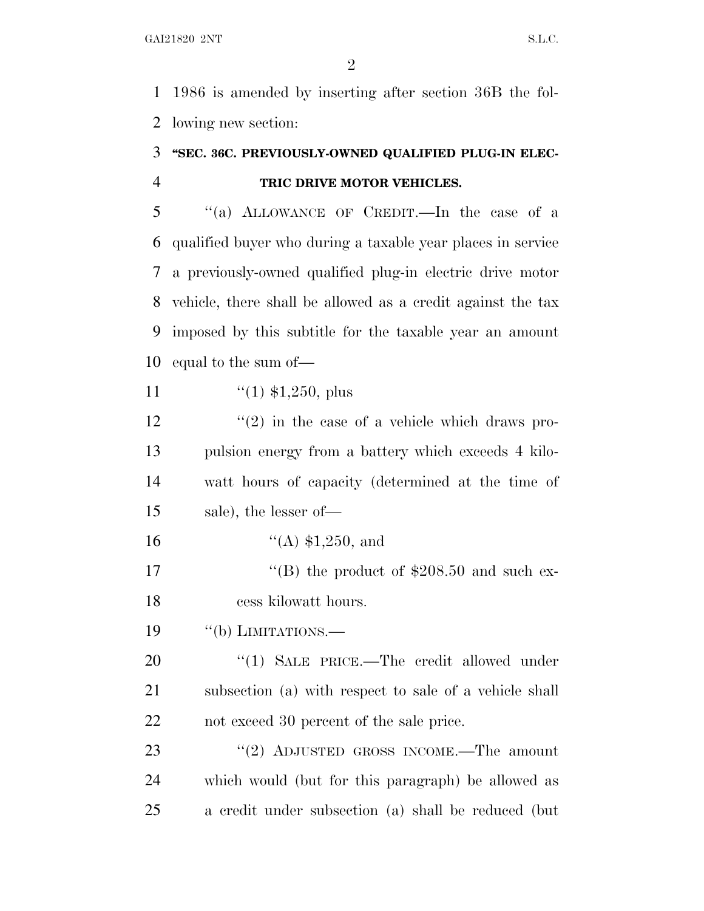1986 is amended by inserting after section 36B the following new section:

**"SEC. 36C. PREVIOUSLY-OWNED QUALIFIED PLUG-IN ELECTRIC DRIVE MOTOR VEHICLES.**

"(a) ALLOWANCE OF CREDIT.—In the case of a qualified buyer who during a taxable year places in service a previously-owned qualified plug-in electric drive motor vehicle, there shall be allowed as a credit against the tax imposed by this subtitle for the taxable year an amount equal to the sum of—

"(1) $1,250, plus

"(2) in the case of a vehicle which draws propulsion energy from a battery which exceeds 4 kilowatt hours of capacity (determined at the time of sale), the lesser of—

"(A) $1,250, and

"(B) the product of $208.50 and such excess kilowatt hours.

"(b) LIMITATIONS.—

"(1) SALE PRICE.—The credit allowed under subsection (a) with respect to sale of a vehicle shall not exceed 30 percent of the sale price.

"(2) ADJUSTED GROSS INCOME.—The amount which would (but for this paragraph) be allowed as a credit under subsection (a) shall be reduced (but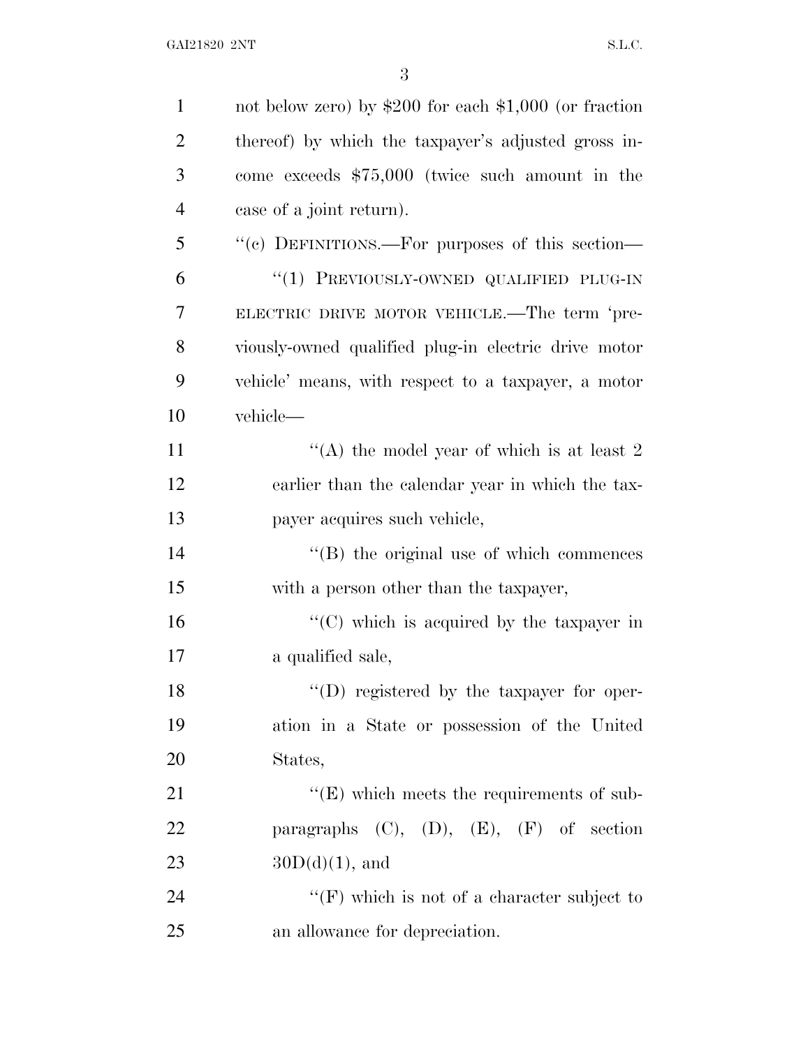not below zero) by $200 for each $1,000 (or fraction thereof) by which the taxpayer's adjusted gross income exceeds $75,000 (twice such amount in the case of a joint return).

''(c) DEFINITIONS.—For purposes of this section—

''(1) PREVIOUSLY-OWNED QUALIFIED PLUG-IN ELECTRIC DRIVE MOTOR VEHICLE.—The term 'previously-owned qualified plug-in electric drive motor vehicle' means, with respect to a taxpayer, a motor vehicle—

''(A) the model year of which is at least 2 earlier than the calendar year in which the taxpayer acquires such vehicle,

''(B) the original use of which commences with a person other than the taxpayer,

''(C) which is acquired by the taxpayer in a qualified sale,

''(D) registered by the taxpayer for operation in a State or possession of the United States,

''(E) which meets the requirements of subparagraphs (C), (D), (E), (F) of section 30D(d)(1), and

''(F) which is not of a character subject to an allowance for depreciation.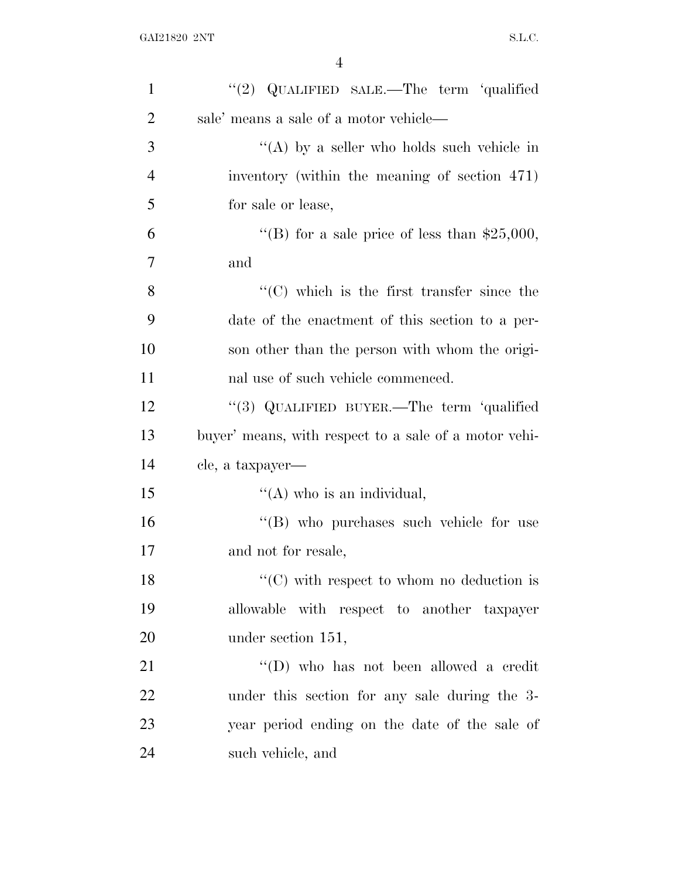''(2) QUALIFIED SALE.—The term 'qualified sale' means a sale of a motor vehicle—

''(A) by a seller who holds such vehicle in inventory (within the meaning of section 471) for sale or lease,

''(B) for a sale price of less than $25,000, and

''(C) which is the first transfer since the date of the enactment of this section to a person other than the person with whom the original use of such vehicle commenced.

''(3) QUALIFIED BUYER.—The term 'qualified buyer' means, with respect to a sale of a motor vehicle, a taxpayer—

''(A) who is an individual,

''(B) who purchases such vehicle for use and not for resale,

''(C) with respect to whom no deduction is allowable with respect to another taxpayer under section 151,

''(D) who has not been allowed a credit under this section for any sale during the 3-year period ending on the date of the sale of such vehicle, and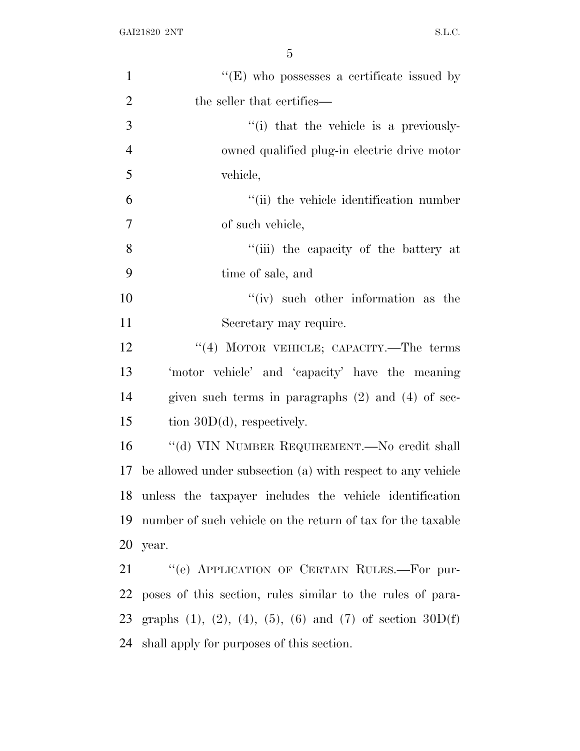"(E) who possesses a certificate issued by the seller that certifies—

"(i) that the vehicle is a previously-owned qualified plug-in electric drive motor vehicle,

"(ii) the vehicle identification number of such vehicle,

"(iii) the capacity of the battery at time of sale, and

"(iv) such other information as the Secretary may require.

"(4) MOTOR VEHICLE; CAPACITY.—The terms 'motor vehicle' and 'capacity' have the meaning given such terms in paragraphs (2) and (4) of section 30D(d), respectively.

"(d) VIN NUMBER REQUIREMENT.—No credit shall be allowed under subsection (a) with respect to any vehicle unless the taxpayer includes the vehicle identification number of such vehicle on the return of tax for the taxable year.

"(e) APPLICATION OF CERTAIN RULES.—For purposes of this section, rules similar to the rules of paragraphs (1), (2), (4), (5), (6) and (7) of section 30D(f) shall apply for purposes of this section.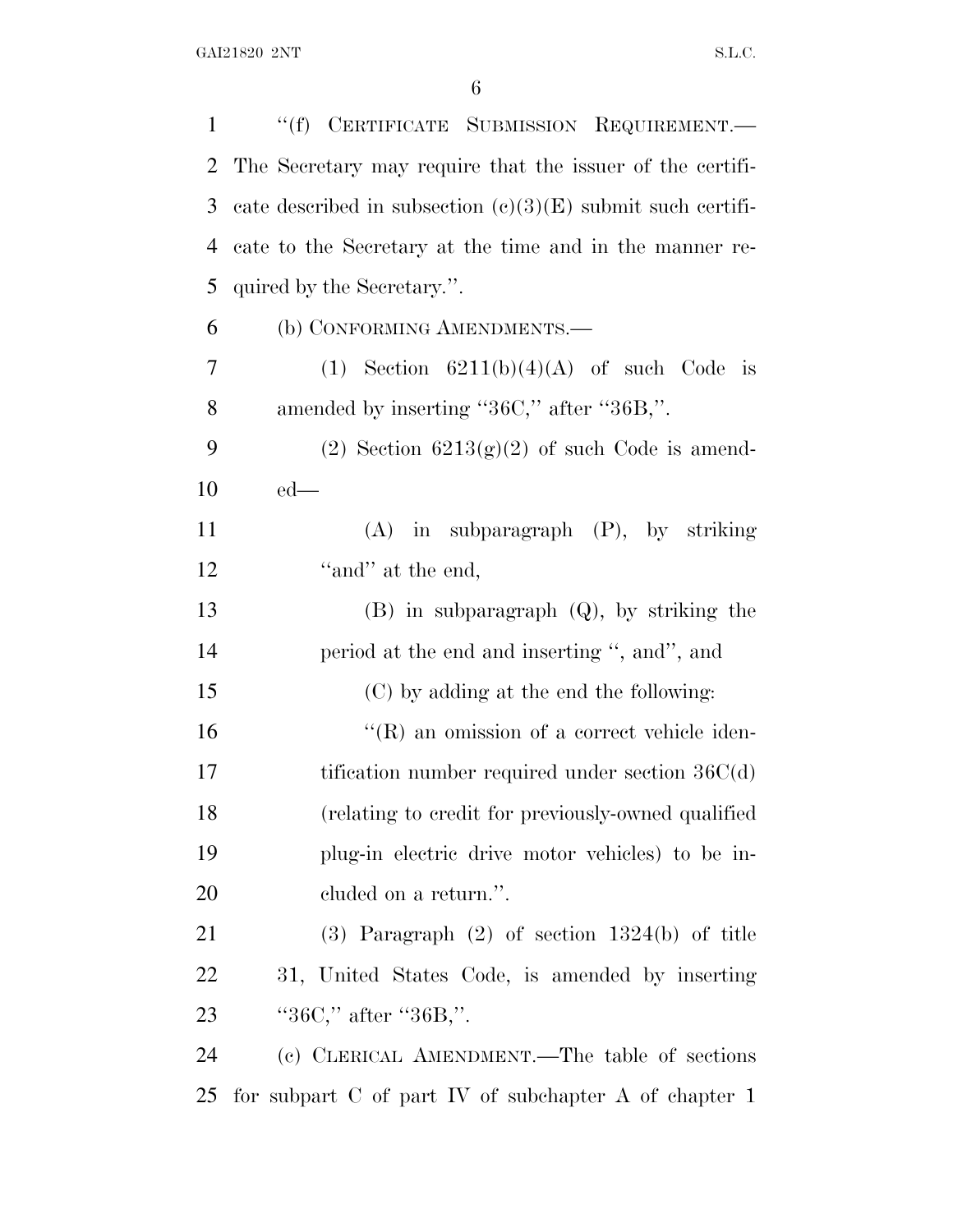"(f) CERTIFICATE SUBMISSION REQUIREMENT.—The Secretary may require that the issuer of the certificate described in subsection (c)(3)(E) submit such certificate to the Secretary at the time and in the manner required by the Secretary.".

(b) CONFORMING AMENDMENTS.—

(1) Section 6211(b)(4)(A) of such Code is amended by inserting "36C," after "36B,".

(2) Section 6213(g)(2) of such Code is amended—

(A) in subparagraph (P), by striking "and" at the end,

(B) in subparagraph (Q), by striking the period at the end and inserting ", and", and

(C) by adding at the end the following:

"(R) an omission of a correct vehicle identification number required under section 36C(d) (relating to credit for previously-owned qualified plug-in electric drive motor vehicles) to be included on a return.".

(3) Paragraph (2) of section 1324(b) of title 31, United States Code, is amended by inserting "36C," after "36B,".

(c) CLERICAL AMENDMENT.—The table of sections for subpart C of part IV of subchapter A of chapter 1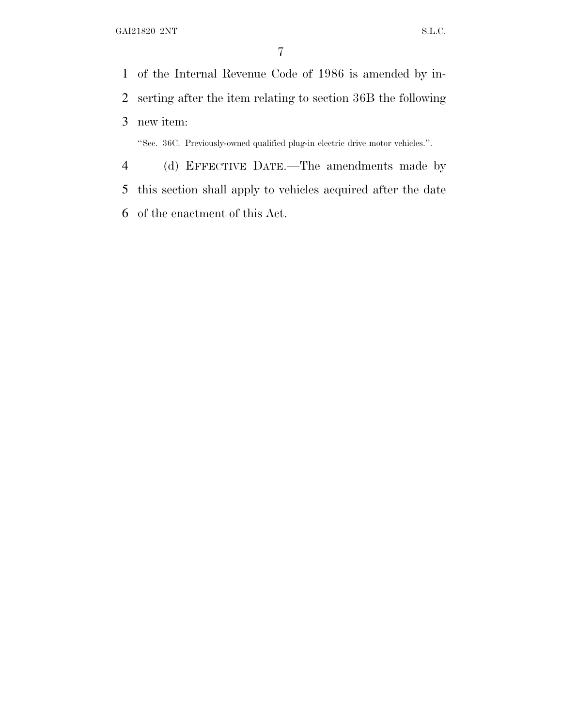of the Internal Revenue Code of 1986 is amended by inserting after the item relating to section 36B the following new item:

"Sec. 36C. Previously-owned qualified plug-in electric drive motor vehicles.".

(d) EFFECTIVE DATE.—The amendments made by this section shall apply to vehicles acquired after the date of the enactment of this Act.